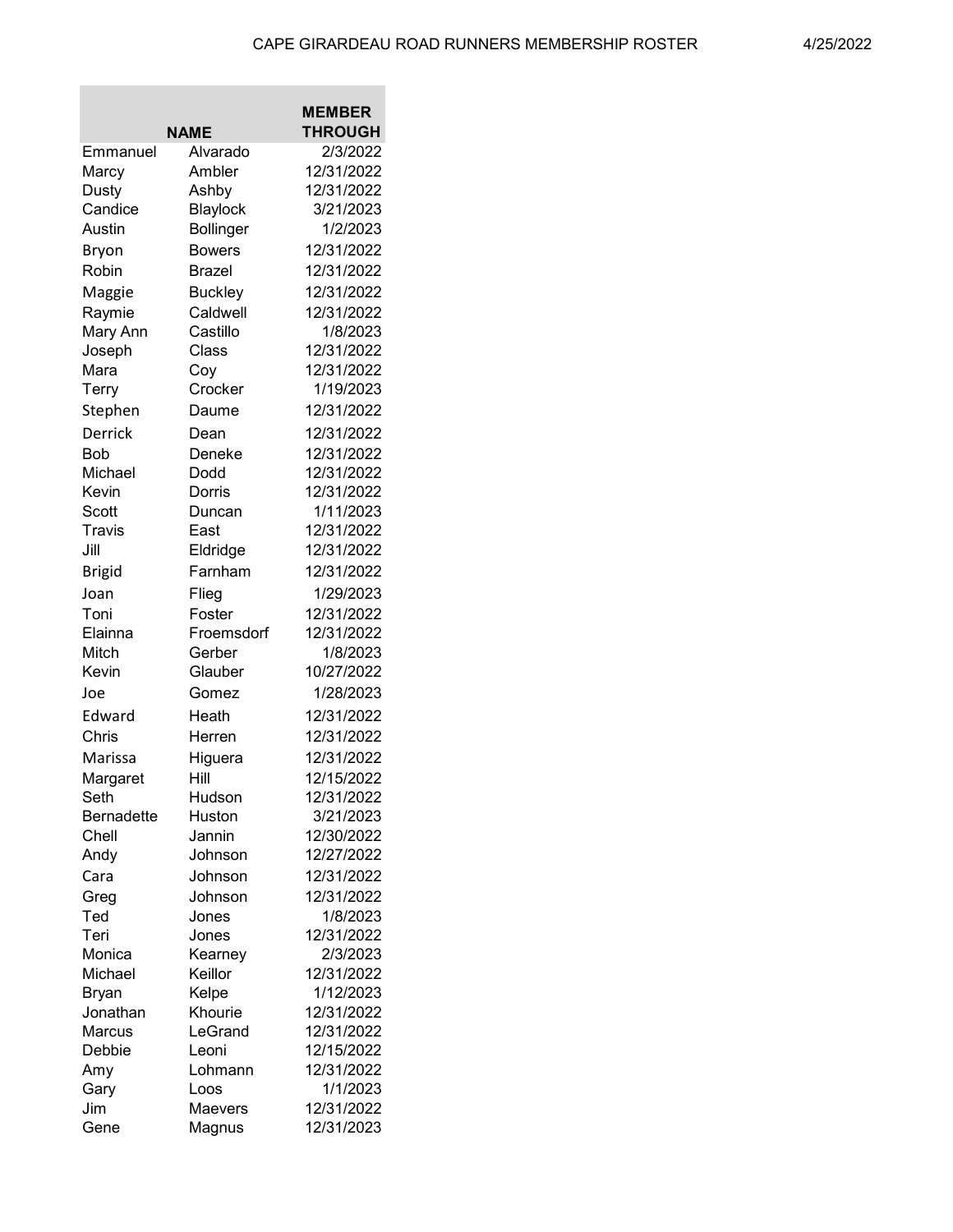# CAPE GIRARDEAU ROAD RUNNERS MEMBERSHIP ROSTER

4/25/2022

| NAME | | MEMBER THROUGH |
|---|---|---|
| Emmanuel | Alvarado | 2/3/2022 |
| Marcy | Ambler | 12/31/2022 |
| Dusty | Ashby | 12/31/2022 |
| Candice | Blaylock | 3/21/2023 |
| Austin | Bollinger | 1/2/2023 |
| Bryon | Bowers | 12/31/2022 |
| Robin | Brazel | 12/31/2022 |
| Maggie | Buckley | 12/31/2022 |
| Raymie | Caldwell | 12/31/2022 |
| Mary Ann | Castillo | 1/8/2023 |
| Joseph | Class | 12/31/2022 |
| Mara | Coy | 12/31/2022 |
| Terry | Crocker | 1/19/2023 |
| Stephen | Daume | 12/31/2022 |
| Derrick | Dean | 12/31/2022 |
| Bob | Deneke | 12/31/2022 |
| Michael | Dodd | 12/31/2022 |
| Kevin | Dorris | 12/31/2022 |
| Scott | Duncan | 1/11/2023 |
| Travis | East | 12/31/2022 |
| Jill | Eldridge | 12/31/2022 |
| Brigid | Farnham | 12/31/2022 |
| Joan | Flieg | 1/29/2023 |
| Toni | Foster | 12/31/2022 |
| Elainna | Froemsdorf | 12/31/2022 |
| Mitch | Gerber | 1/8/2023 |
| Kevin | Glauber | 10/27/2022 |
| Joe | Gomez | 1/28/2023 |
| Edward | Heath | 12/31/2022 |
| Chris | Herren | 12/31/2022 |
| Marissa | Higuera | 12/31/2022 |
| Margaret | Hill | 12/15/2022 |
| Seth | Hudson | 12/31/2022 |
| Bernadette | Huston | 3/21/2023 |
| Chell | Jannin | 12/30/2022 |
| Andy | Johnson | 12/27/2022 |
| Cara | Johnson | 12/31/2022 |
| Greg | Johnson | 12/31/2022 |
| Ted | Jones | 1/8/2023 |
| Teri | Jones | 12/31/2022 |
| Monica | Kearney | 2/3/2023 |
| Michael | Keillor | 12/31/2022 |
| Bryan | Kelpe | 1/12/2023 |
| Jonathan | Khourie | 12/31/2022 |
| Marcus | LeGrand | 12/31/2022 |
| Debbie | Leoni | 12/15/2022 |
| Amy | Lohmann | 12/31/2022 |
| Gary | Loos | 1/1/2023 |
| Jim | Maevers | 12/31/2022 |
| Gene | Magnus | 12/31/2023 |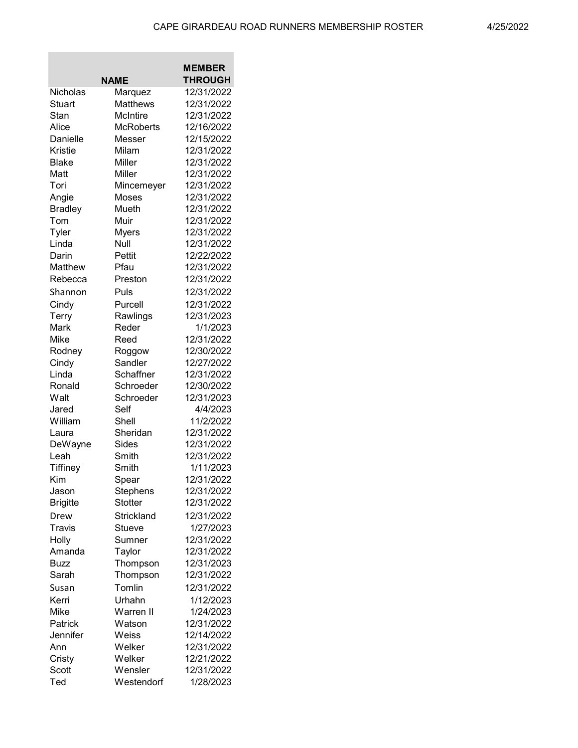| NAME | | MEMBER THROUGH |
|---|---|---|
| Nicholas | Marquez | 12/31/2022 |
| Stuart | Matthews | 12/31/2022 |
| Stan | McIntire | 12/31/2022 |
| Alice | McRoberts | 12/16/2022 |
| Danielle | Messer | 12/15/2022 |
| Kristie | Milam | 12/31/2022 |
| Blake | Miller | 12/31/2022 |
| Matt | Miller | 12/31/2022 |
| Tori | Mincemeyer | 12/31/2022 |
| Angie | Moses | 12/31/2022 |
| Bradley | Mueth | 12/31/2022 |
| Tom | Muir | 12/31/2022 |
| Tyler | Myers | 12/31/2022 |
| Linda | Null | 12/31/2022 |
| Darin | Pettit | 12/22/2022 |
| Matthew | Pfau | 12/31/2022 |
| Rebecca | Preston | 12/31/2022 |
| Shannon | Puls | 12/31/2022 |
| Cindy | Purcell | 12/31/2022 |
| Terry | Rawlings | 12/31/2023 |
| Mark | Reder | 1/1/2023 |
| Mike | Reed | 12/31/2022 |
| Rodney | Roggow | 12/30/2022 |
| Cindy | Sandler | 12/27/2022 |
| Linda | Schaffner | 12/31/2022 |
| Ronald | Schroeder | 12/30/2022 |
| Walt | Schroeder | 12/31/2023 |
| Jared | Self | 4/4/2023 |
| William | Shell | 11/2/2022 |
| Laura | Sheridan | 12/31/2022 |
| DeWayne | Sides | 12/31/2022 |
| Leah | Smith | 12/31/2022 |
| Tiffiney | Smith | 1/11/2023 |
| Kim | Spear | 12/31/2022 |
| Jason | Stephens | 12/31/2022 |
| Brigitte | Stotter | 12/31/2022 |
| Drew | Strickland | 12/31/2022 |
| Travis | Stueve | 1/27/2023 |
| Holly | Sumner | 12/31/2022 |
| Amanda | Taylor | 12/31/2022 |
| Buzz | Thompson | 12/31/2023 |
| Sarah | Thompson | 12/31/2022 |
| Susan | Tomlin | 12/31/2022 |
| Kerri | Urhahn | 1/12/2023 |
| Mike | Warren II | 1/24/2023 |
| Patrick | Watson | 12/31/2022 |
| Jennifer | Weiss | 12/14/2022 |
| Ann | Welker | 12/31/2022 |
| Cristy | Welker | 12/21/2022 |
| Scott | Wensler | 12/31/2022 |
| Ted | Westendorf | 1/28/2023 |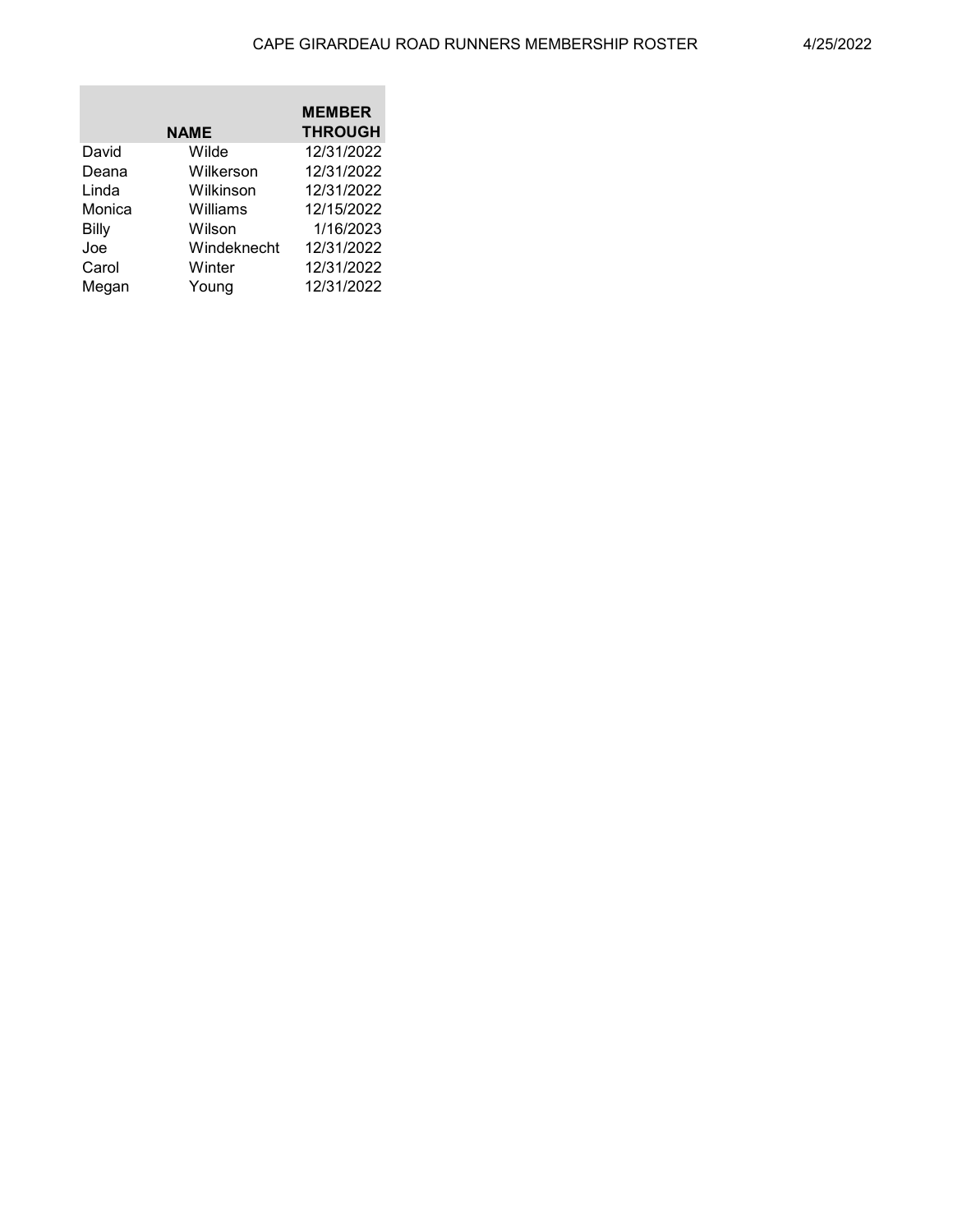| NAME | | MEMBER THROUGH |
|---|---|---|
| David | Wilde | 12/31/2022 |
| Deana | Wilkerson | 12/31/2022 |
| Linda | Wilkinson | 12/31/2022 |
| Monica | Williams | 12/15/2022 |
| Billy | Wilson | 1/16/2023 |
| Joe | Windeknecht | 12/31/2022 |
| Carol | Winter | 12/31/2022 |
| Megan | Young | 12/31/2022 |